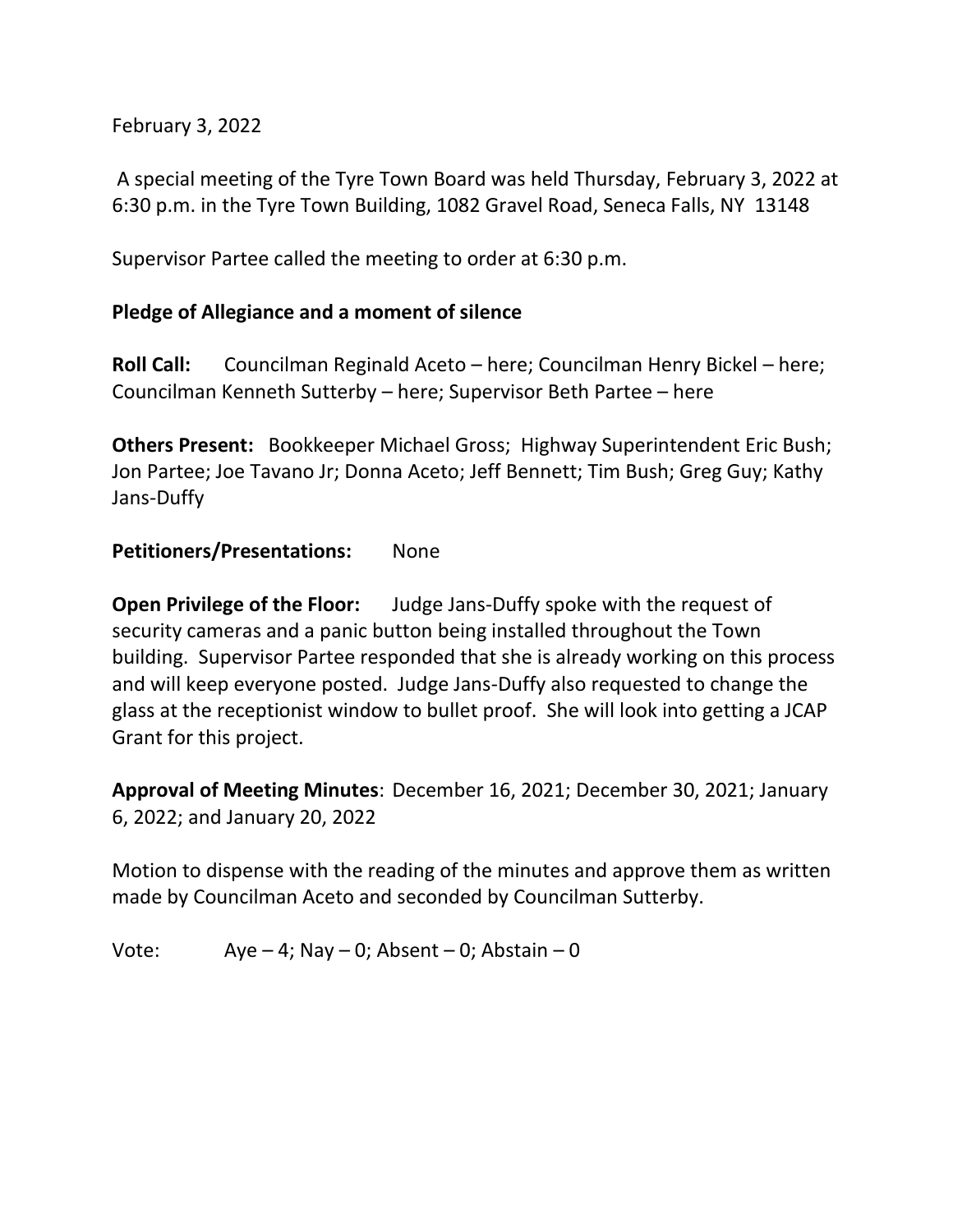February 3, 2022

A special meeting of the Tyre Town Board was held Thursday, February 3, 2022 at 6:30 p.m. in the Tyre Town Building, 1082 Gravel Road, Seneca Falls, NY 13148

Supervisor Partee called the meeting to order at 6:30 p.m.

**Pledge of Allegiance and a moment of silence**

**Roll Call:** Councilman Reginald Aceto – here; Councilman Henry Bickel – here; Councilman Kenneth Sutterby – here; Supervisor Beth Partee – here

**Others Present:** Bookkeeper Michael Gross; Highway Superintendent Eric Bush; Jon Partee; Joe Tavano Jr; Donna Aceto; Jeff Bennett; Tim Bush; Greg Guy; Kathy Jans-Duffy

**Petitioners/Presentations:** None

**Open Privilege of the Floor:** Judge Jans-Duffy spoke with the request of security cameras and a panic button being installed throughout the Town building. Supervisor Partee responded that she is already working on this process and will keep everyone posted. Judge Jans-Duffy also requested to change the glass at the receptionist window to bullet proof. She will look into getting a JCAP Grant for this project.

**Approval of Meeting Minutes**: December 16, 2021; December 30, 2021; January 6, 2022; and January 20, 2022

Motion to dispense with the reading of the minutes and approve them as written made by Councilman Aceto and seconded by Councilman Sutterby.

Vote: Aye – 4; Nay – 0; Absent – 0; Abstain – 0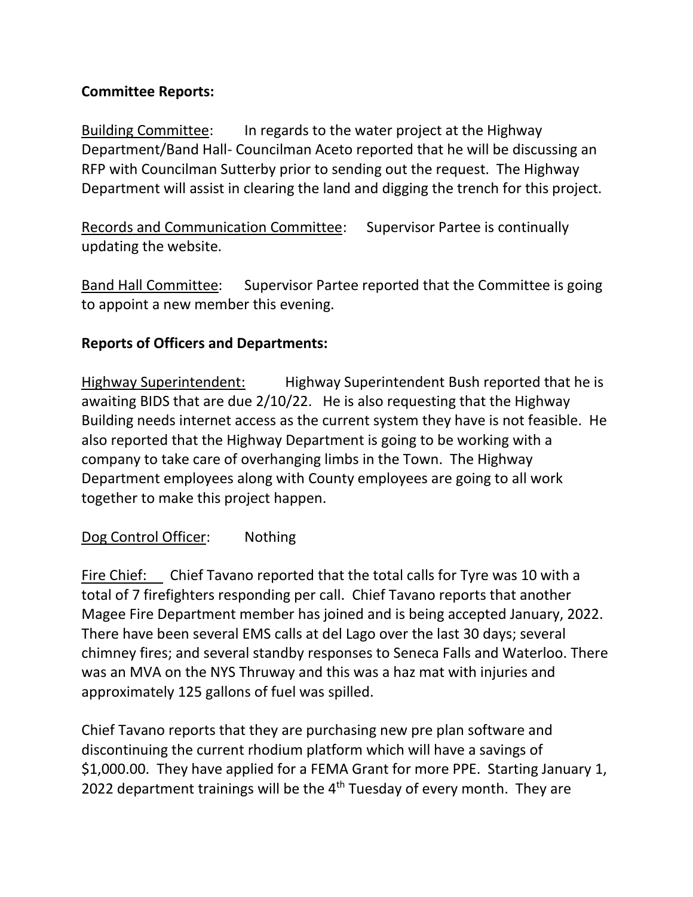**Committee Reports:**

Building Committee: In regards to the water project at the Highway Department/Band Hall- Councilman Aceto reported that he will be discussing an RFP with Councilman Sutterby prior to sending out the request. The Highway Department will assist in clearing the land and digging the trench for this project.

Records and Communication Committee: Supervisor Partee is continually updating the website.

Band Hall Committee: Supervisor Partee reported that the Committee is going to appoint a new member this evening.

**Reports of Officers and Departments:**

Highway Superintendent: Highway Superintendent Bush reported that he is awaiting BIDS that are due 2/10/22. He is also requesting that the Highway Building needs internet access as the current system they have is not feasible. He also reported that the Highway Department is going to be working with a company to take care of overhanging limbs in the Town. The Highway Department employees along with County employees are going to all work together to make this project happen.

Dog Control Officer: Nothing

Fire Chief: Chief Tavano reported that the total calls for Tyre was 10 with a total of 7 firefighters responding per call. Chief Tavano reports that another Magee Fire Department member has joined and is being accepted January, 2022. There have been several EMS calls at del Lago over the last 30 days; several chimney fires; and several standby responses to Seneca Falls and Waterloo. There was an MVA on the NYS Thruway and this was a haz mat with injuries and approximately 125 gallons of fuel was spilled.

Chief Tavano reports that they are purchasing new pre plan software and discontinuing the current rhodium platform which will have a savings of $1,000.00. They have applied for a FEMA Grant for more PPE. Starting January 1, 2022 department trainings will be the 4th Tuesday of every month. They are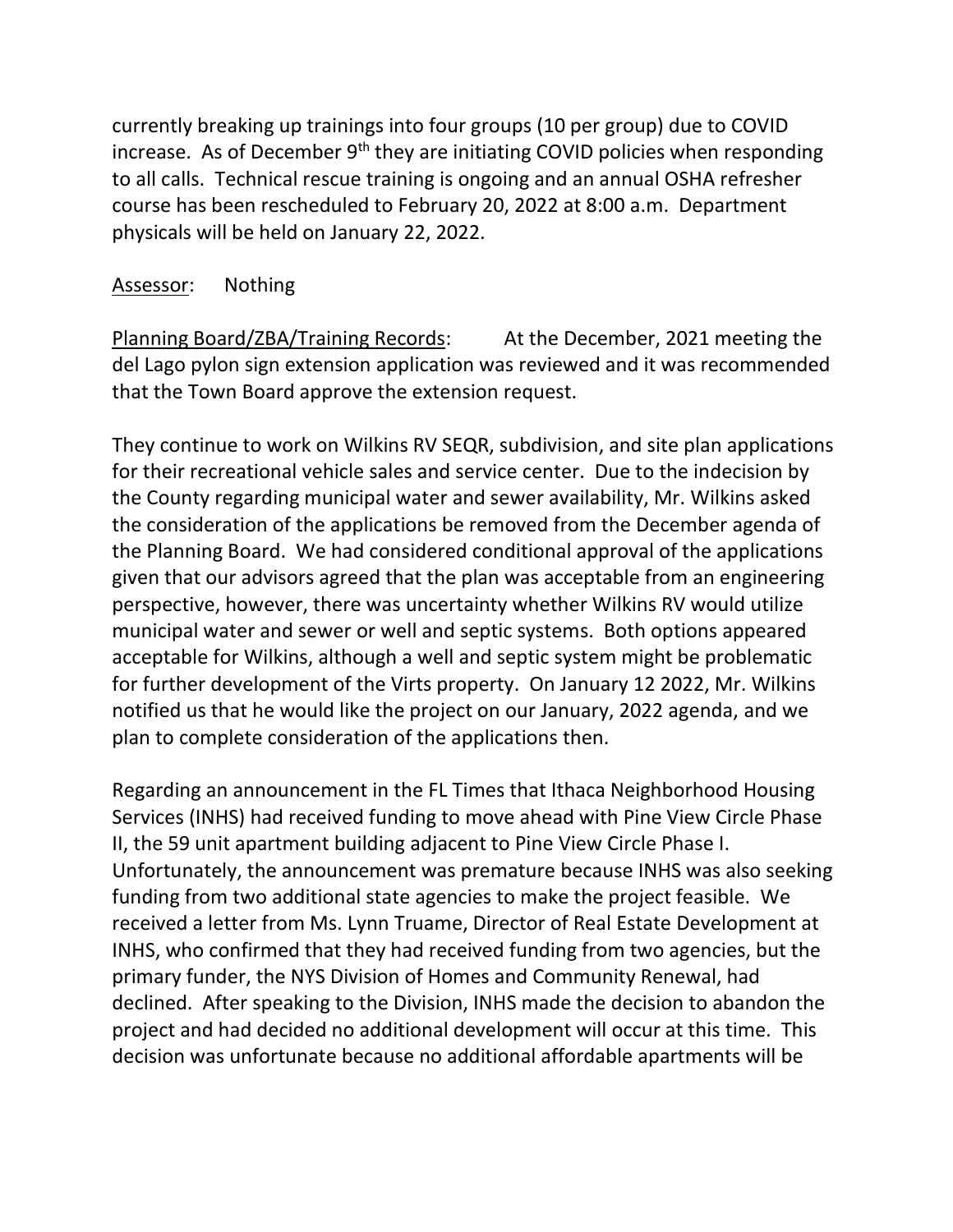currently breaking up trainings into four groups (10 per group) due to COVID increase. As of December 9th they are initiating COVID policies when responding to all calls. Technical rescue training is ongoing and an annual OSHA refresher course has been rescheduled to February 20, 2022 at 8:00 a.m. Department physicals will be held on January 22, 2022.

Assessor: Nothing

Planning Board/ZBA/Training Records: At the December, 2021 meeting the del Lago pylon sign extension application was reviewed and it was recommended that the Town Board approve the extension request.

They continue to work on Wilkins RV SEQR, subdivision, and site plan applications for their recreational vehicle sales and service center. Due to the indecision by the County regarding municipal water and sewer availability, Mr. Wilkins asked the consideration of the applications be removed from the December agenda of the Planning Board. We had considered conditional approval of the applications given that our advisors agreed that the plan was acceptable from an engineering perspective, however, there was uncertainty whether Wilkins RV would utilize municipal water and sewer or well and septic systems. Both options appeared acceptable for Wilkins, although a well and septic system might be problematic for further development of the Virts property. On January 12 2022, Mr. Wilkins notified us that he would like the project on our January, 2022 agenda, and we plan to complete consideration of the applications then.

Regarding an announcement in the FL Times that Ithaca Neighborhood Housing Services (INHS) had received funding to move ahead with Pine View Circle Phase II, the 59 unit apartment building adjacent to Pine View Circle Phase I. Unfortunately, the announcement was premature because INHS was also seeking funding from two additional state agencies to make the project feasible. We received a letter from Ms. Lynn Truame, Director of Real Estate Development at INHS, who confirmed that they had received funding from two agencies, but the primary funder, the NYS Division of Homes and Community Renewal, had declined. After speaking to the Division, INHS made the decision to abandon the project and had decided no additional development will occur at this time. This decision was unfortunate because no additional affordable apartments will be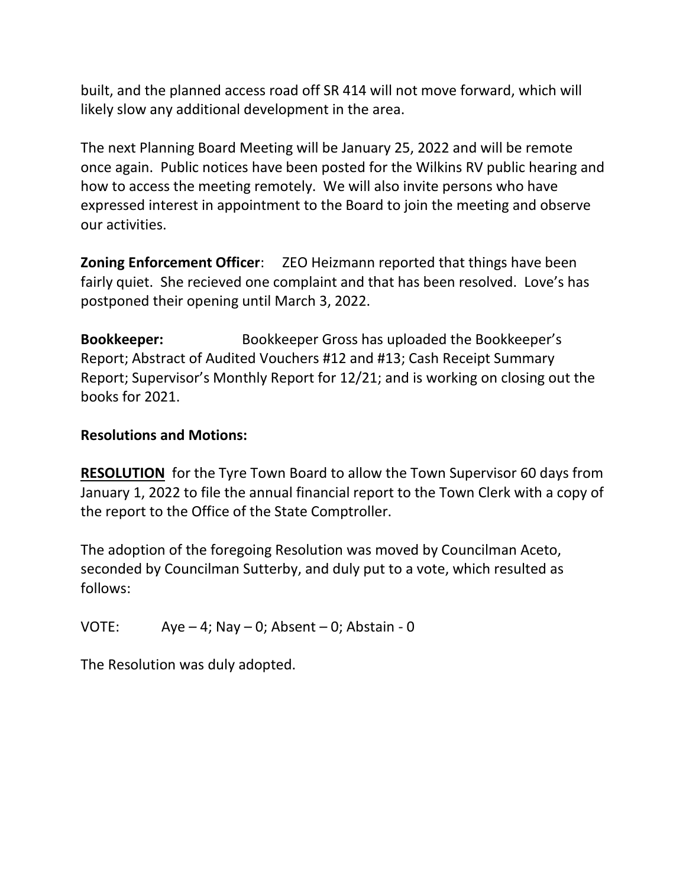built, and the planned access road off SR 414 will not move forward, which will likely slow any additional development in the area.

The next Planning Board Meeting will be January 25, 2022 and will be remote once again. Public notices have been posted for the Wilkins RV public hearing and how to access the meeting remotely. We will also invite persons who have expressed interest in appointment to the Board to join the meeting and observe our activities.

**Zoning Enforcement Officer**: ZEO Heizmann reported that things have been fairly quiet. She recieved one complaint and that has been resolved. Love's has postponed their opening until March 3, 2022.

**Bookkeeper:** Bookkeeper Gross has uploaded the Bookkeeper's Report; Abstract of Audited Vouchers #12 and #13; Cash Receipt Summary Report; Supervisor's Monthly Report for 12/21; and is working on closing out the books for 2021.

**Resolutions and Motions:**

**RESOLUTION** for the Tyre Town Board to allow the Town Supervisor 60 days from January 1, 2022 to file the annual financial report to the Town Clerk with a copy of the report to the Office of the State Comptroller.

The adoption of the foregoing Resolution was moved by Councilman Aceto, seconded by Councilman Sutterby, and duly put to a vote, which resulted as follows:

VOTE: Aye – 4; Nay – 0; Absent – 0; Abstain - 0

The Resolution was duly adopted.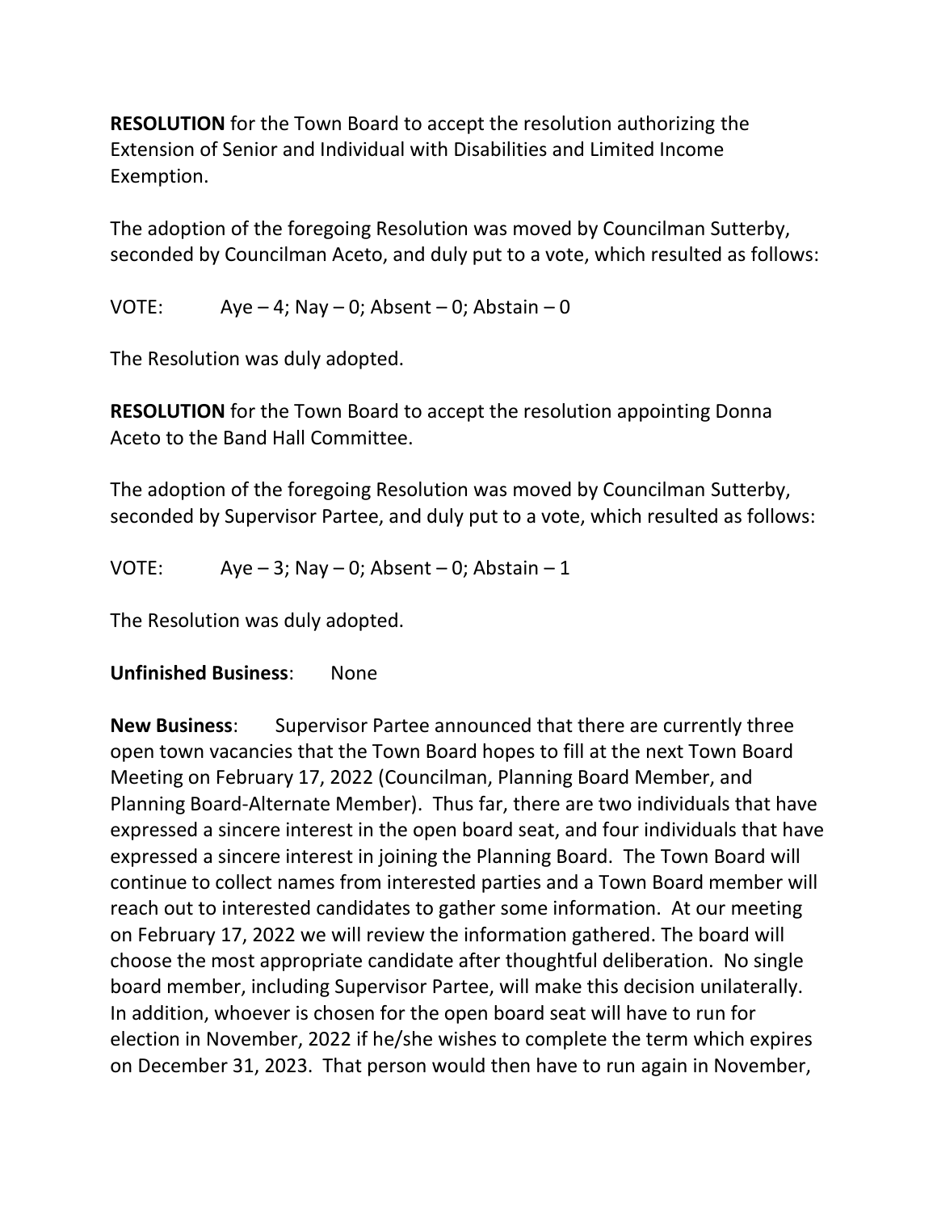**RESOLUTION** for the Town Board to accept the resolution authorizing the Extension of Senior and Individual with Disabilities and Limited Income Exemption.

The adoption of the foregoing Resolution was moved by Councilman Sutterby, seconded by Councilman Aceto, and duly put to a vote, which resulted as follows:

VOTE: Aye – 4; Nay – 0; Absent – 0; Abstain – 0

The Resolution was duly adopted.

**RESOLUTION** for the Town Board to accept the resolution appointing Donna Aceto to the Band Hall Committee.

The adoption of the foregoing Resolution was moved by Councilman Sutterby, seconded by Supervisor Partee, and duly put to a vote, which resulted as follows:

VOTE: Aye – 3; Nay – 0; Absent – 0; Abstain – 1

The Resolution was duly adopted.

**Unfinished Business**: None

**New Business**: Supervisor Partee announced that there are currently three open town vacancies that the Town Board hopes to fill at the next Town Board Meeting on February 17, 2022 (Councilman, Planning Board Member, and Planning Board-Alternate Member). Thus far, there are two individuals that have expressed a sincere interest in the open board seat, and four individuals that have expressed a sincere interest in joining the Planning Board. The Town Board will continue to collect names from interested parties and a Town Board member will reach out to interested candidates to gather some information. At our meeting on February 17, 2022 we will review the information gathered. The board will choose the most appropriate candidate after thoughtful deliberation. No single board member, including Supervisor Partee, will make this decision unilaterally. In addition, whoever is chosen for the open board seat will have to run for election in November, 2022 if he/she wishes to complete the term which expires on December 31, 2023. That person would then have to run again in November,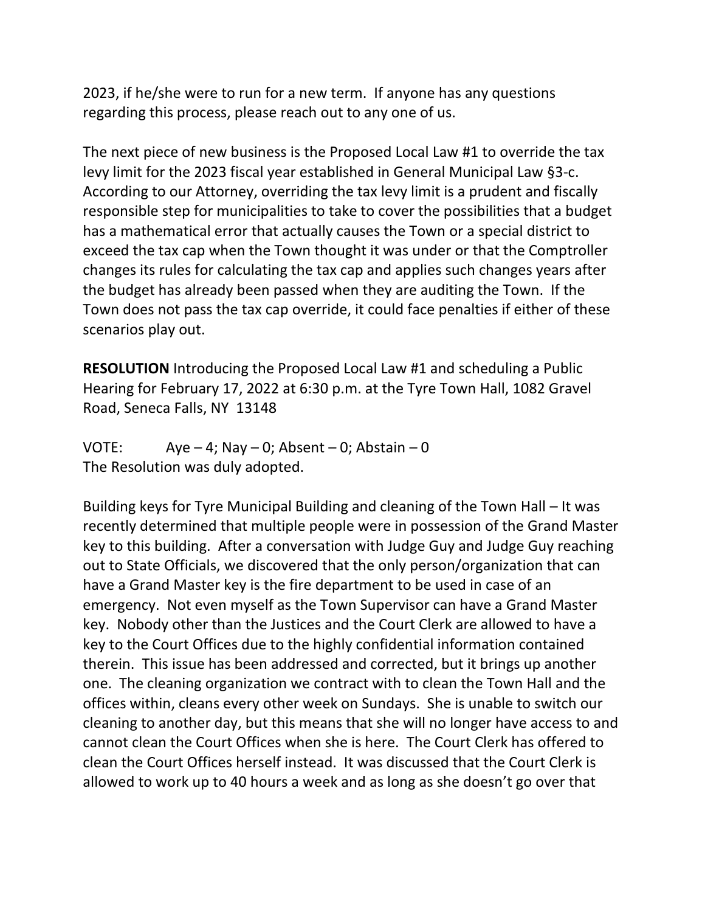2023, if he/she were to run for a new term. If anyone has any questions regarding this process, please reach out to any one of us.

The next piece of new business is the Proposed Local Law #1 to override the tax levy limit for the 2023 fiscal year established in General Municipal Law §3-c. According to our Attorney, overriding the tax levy limit is a prudent and fiscally responsible step for municipalities to take to cover the possibilities that a budget has a mathematical error that actually causes the Town or a special district to exceed the tax cap when the Town thought it was under or that the Comptroller changes its rules for calculating the tax cap and applies such changes years after the budget has already been passed when they are auditing the Town. If the Town does not pass the tax cap override, it could face penalties if either of these scenarios play out.

**RESOLUTION** Introducing the Proposed Local Law #1 and scheduling a Public Hearing for February 17, 2022 at 6:30 p.m. at the Tyre Town Hall, 1082 Gravel Road, Seneca Falls, NY 13148

VOTE: Aye – 4; Nay – 0; Absent – 0; Abstain – 0
The Resolution was duly adopted.

Building keys for Tyre Municipal Building and cleaning of the Town Hall – It was recently determined that multiple people were in possession of the Grand Master key to this building. After a conversation with Judge Guy and Judge Guy reaching out to State Officials, we discovered that the only person/organization that can have a Grand Master key is the fire department to be used in case of an emergency. Not even myself as the Town Supervisor can have a Grand Master key. Nobody other than the Justices and the Court Clerk are allowed to have a key to the Court Offices due to the highly confidential information contained therein. This issue has been addressed and corrected, but it brings up another one. The cleaning organization we contract with to clean the Town Hall and the offices within, cleans every other week on Sundays. She is unable to switch our cleaning to another day, but this means that she will no longer have access to and cannot clean the Court Offices when she is here. The Court Clerk has offered to clean the Court Offices herself instead. It was discussed that the Court Clerk is allowed to work up to 40 hours a week and as long as she doesn't go over that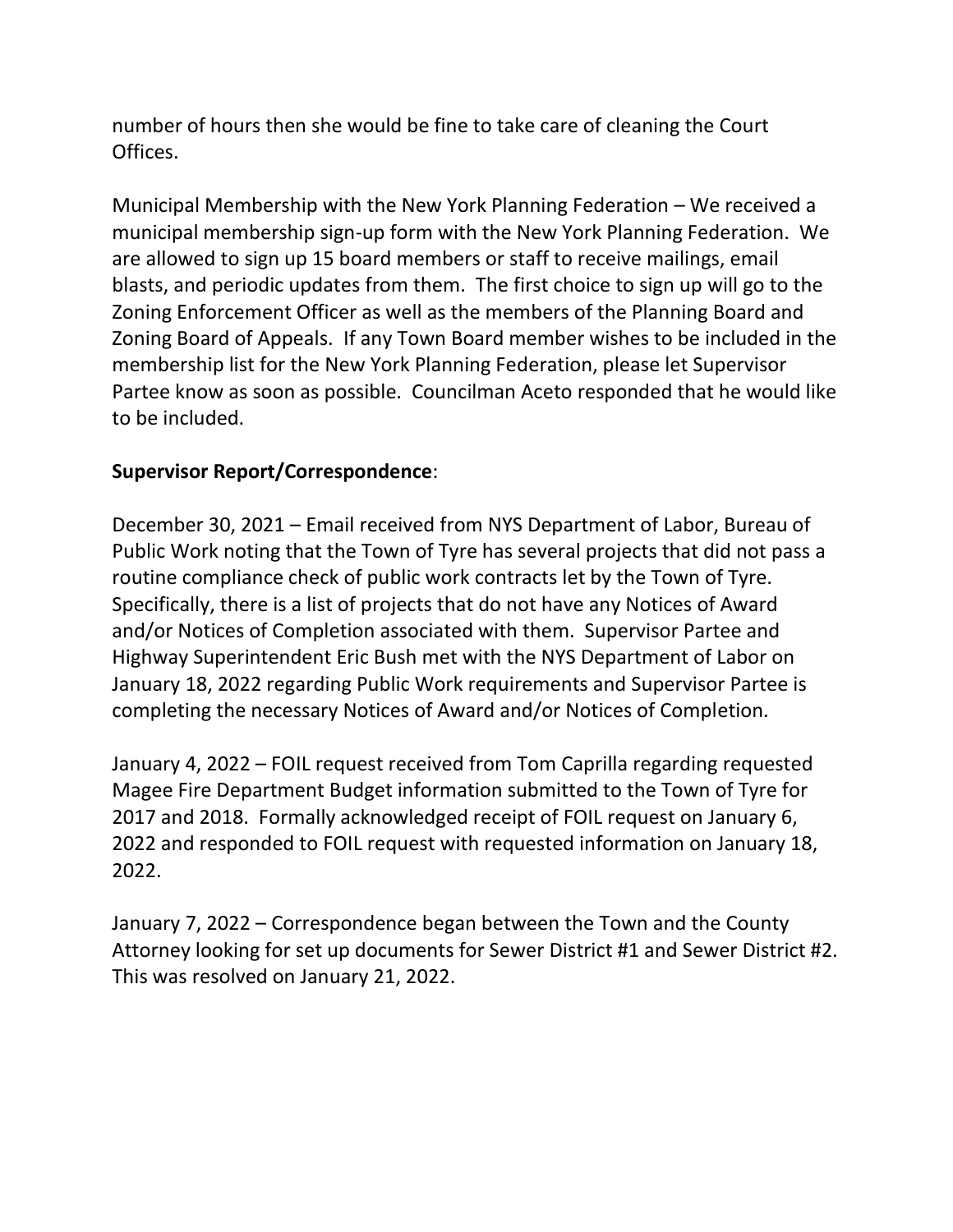number of hours then she would be fine to take care of cleaning the Court Offices.

Municipal Membership with the New York Planning Federation – We received a municipal membership sign-up form with the New York Planning Federation. We are allowed to sign up 15 board members or staff to receive mailings, email blasts, and periodic updates from them. The first choice to sign up will go to the Zoning Enforcement Officer as well as the members of the Planning Board and Zoning Board of Appeals. If any Town Board member wishes to be included in the membership list for the New York Planning Federation, please let Supervisor Partee know as soon as possible. Councilman Aceto responded that he would like to be included.

**Supervisor Report/Correspondence**:

December 30, 2021 – Email received from NYS Department of Labor, Bureau of Public Work noting that the Town of Tyre has several projects that did not pass a routine compliance check of public work contracts let by the Town of Tyre. Specifically, there is a list of projects that do not have any Notices of Award and/or Notices of Completion associated with them. Supervisor Partee and Highway Superintendent Eric Bush met with the NYS Department of Labor on January 18, 2022 regarding Public Work requirements and Supervisor Partee is completing the necessary Notices of Award and/or Notices of Completion.

January 4, 2022 – FOIL request received from Tom Caprilla regarding requested Magee Fire Department Budget information submitted to the Town of Tyre for 2017 and 2018. Formally acknowledged receipt of FOIL request on January 6, 2022 and responded to FOIL request with requested information on January 18, 2022.

January 7, 2022 – Correspondence began between the Town and the County Attorney looking for set up documents for Sewer District #1 and Sewer District #2. This was resolved on January 21, 2022.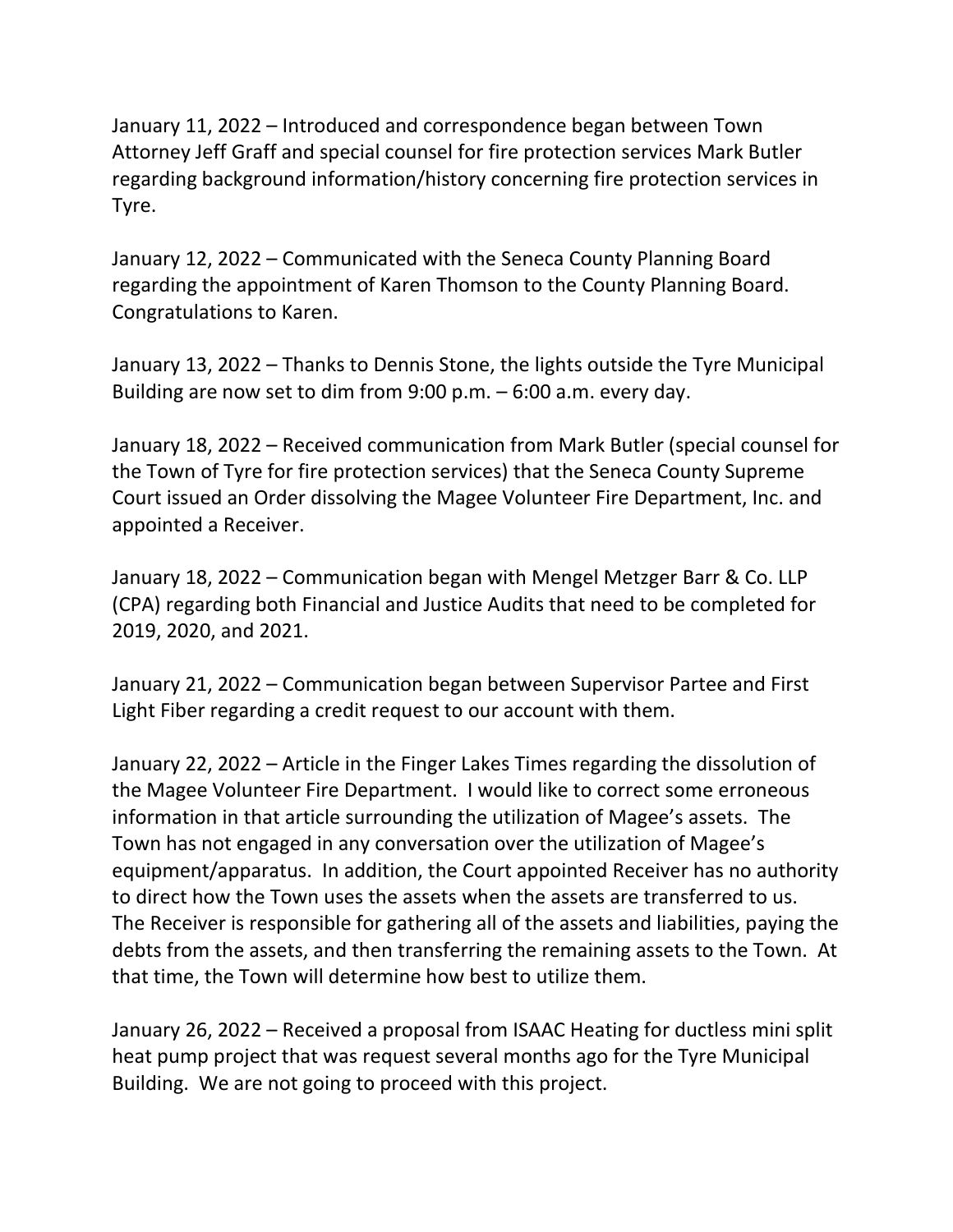January 11, 2022 – Introduced and correspondence began between Town Attorney Jeff Graff and special counsel for fire protection services Mark Butler regarding background information/history concerning fire protection services in Tyre.

January 12, 2022 – Communicated with the Seneca County Planning Board regarding the appointment of Karen Thomson to the County Planning Board. Congratulations to Karen.

January 13, 2022 – Thanks to Dennis Stone, the lights outside the Tyre Municipal Building are now set to dim from 9:00 p.m. – 6:00 a.m. every day.

January 18, 2022 – Received communication from Mark Butler (special counsel for the Town of Tyre for fire protection services) that the Seneca County Supreme Court issued an Order dissolving the Magee Volunteer Fire Department, Inc. and appointed a Receiver.

January 18, 2022 – Communication began with Mengel Metzger Barr & Co. LLP (CPA) regarding both Financial and Justice Audits that need to be completed for 2019, 2020, and 2021.

January 21, 2022 – Communication began between Supervisor Partee and First Light Fiber regarding a credit request to our account with them.

January 22, 2022 – Article in the Finger Lakes Times regarding the dissolution of the Magee Volunteer Fire Department. I would like to correct some erroneous information in that article surrounding the utilization of Magee's assets. The Town has not engaged in any conversation over the utilization of Magee's equipment/apparatus. In addition, the Court appointed Receiver has no authority to direct how the Town uses the assets when the assets are transferred to us. The Receiver is responsible for gathering all of the assets and liabilities, paying the debts from the assets, and then transferring the remaining assets to the Town. At that time, the Town will determine how best to utilize them.

January 26, 2022 – Received a proposal from ISAAC Heating for ductless mini split heat pump project that was request several months ago for the Tyre Municipal Building. We are not going to proceed with this project.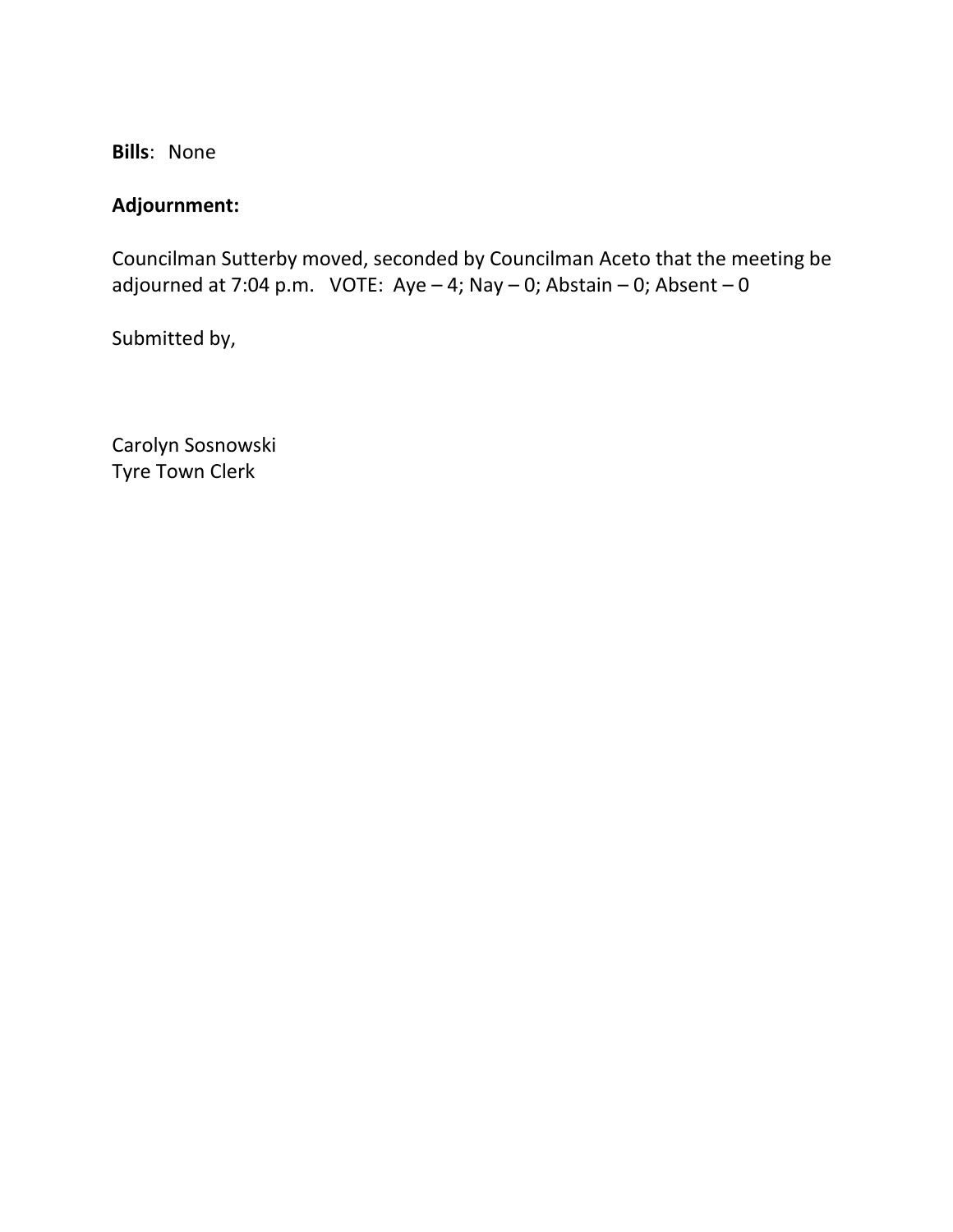**Bills**: None

**Adjournment:**

Councilman Sutterby moved, seconded by Councilman Aceto that the meeting be adjourned at 7:04 p.m. VOTE: Aye – 4; Nay – 0; Abstain – 0; Absent – 0

Submitted by,

Carolyn Sosnowski
Tyre Town Clerk